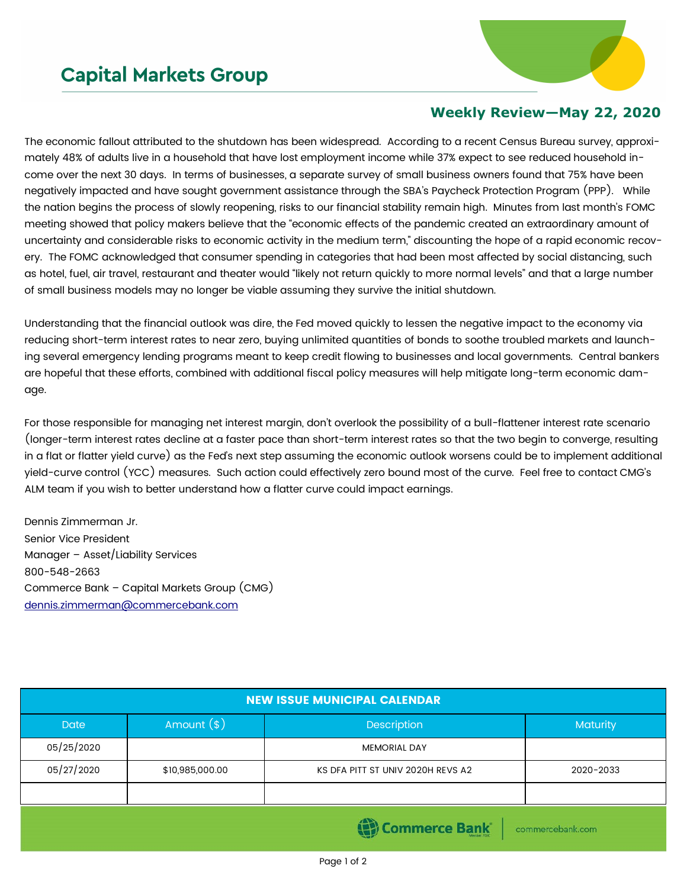# Capital Markets Group

## Weekly Review—May 22, 2020

The economic fallout attributed to the shutdown has been widespread. According to a recent Census Bureau survey, approximately 48% of adults live in a household that have lost employment income while 37% expect to see reduced household income over the next 30 days. In terms of businesses, a separate survey of small business owners found that 75% have been negatively impacted and have sought government assistance through the SBA's Paycheck Protection Program (PPP). While the nation begins the process of slowly reopening, risks to our financial stability remain high. Minutes from last month's FOMC meeting showed that policy makers believe that the "economic effects of the pandemic created an extraordinary amount of uncertainty and considerable risks to economic activity in the medium term," discounting the hope of a rapid economic recovery. The FOMC acknowledged that consumer spending in categories that had been most affected by social distancing, such as hotel, fuel, air travel, restaurant and theater would "likely not return quickly to more normal levels" and that a large number of small business models may no longer be viable assuming they survive the initial shutdown.

Understanding that the financial outlook was dire, the Fed moved quickly to lessen the negative impact to the economy via reducing short-term interest rates to near zero, buying unlimited quantities of bonds to soothe troubled markets and launching several emergency lending programs meant to keep credit flowing to businesses and local governments. Central bankers are hopeful that these efforts, combined with additional fiscal policy measures will help mitigate long-term economic damage.

For those responsible for managing net interest margin, don't overlook the possibility of a bull-flattener interest rate scenario (longer-term interest rates decline at a faster pace than short-term interest rates so that the two begin to converge, resulting in a flat or flatter yield curve) as the Fed's next step assuming the economic outlook worsens could be to implement additional yield-curve control (YCC) measures. Such action could effectively zero bound most of the curve. Feel free to contact CMG's ALM team if you wish to better understand how a flatter curve could impact earnings.

Dennis Zimmerman Jr.
Senior Vice President
Manager – Asset/Liability Services
800-548-2663
Commerce Bank – Capital Markets Group (CMG)
dennis.zimmerman@commercebank.com

| NEW ISSUE MUNICIPAL CALENDAR | | | |
|---|---|---|---|
| Date | Amount ($) | Description | Maturity |
| 05/25/2020 | | MEMORIAL DAY | |
| 05/27/2020 | $10,985,000.00 | KS DFA PITT ST UNIV 2020H REVS A2 | 2020-2033 |
| | | | |

Commerce Bank | commercebank.com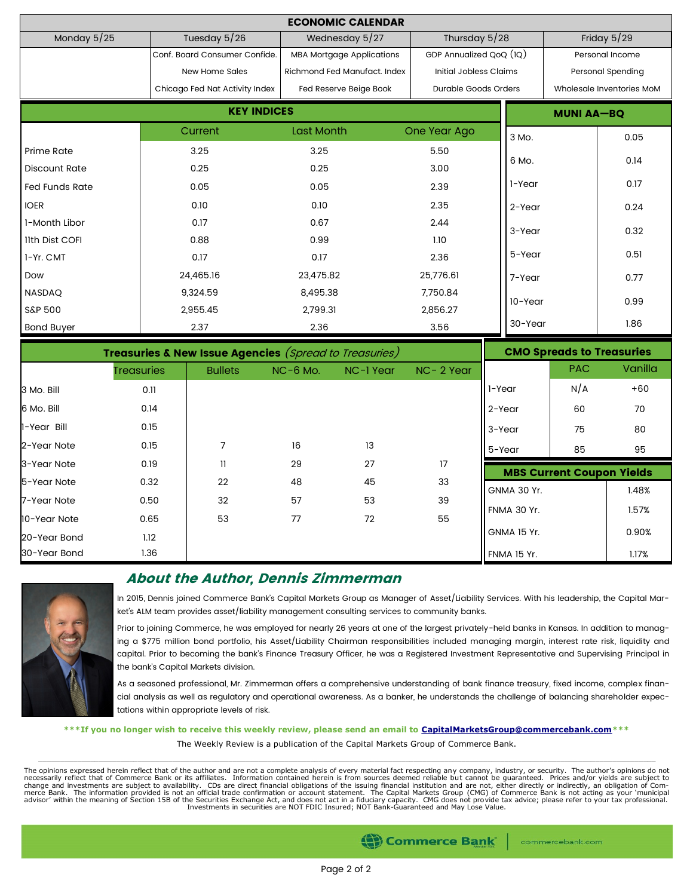## ECONOMIC CALENDAR

| Monday 5/25 | Tuesday 5/26 | Wednesday 5/27 | Thursday 5/28 | Friday 5/29 |
|---|---|---|---|---|
| | Conf. Board Consumer Confide. | MBA Mortgage Applications | GDP Annualized QoQ (1Q) | Personal Income |
| | New Home Sales | Richmond Fed Manufact. Index | Initial Jobless Claims | Personal Spending |
| | Chicago Fed Nat Activity Index | Fed Reserve Beige Book | Durable Goods Orders | Wholesale Inventories MoM |

## KEY INDICES

| | Current | Last Month | One Year Ago |
|---|---|---|---|
| Prime Rate | 3.25 | 3.25 | 5.50 |
| Discount Rate | 0.25 | 0.25 | 3.00 |
| Fed Funds Rate | 0.05 | 0.05 | 2.39 |
| IOER | 0.10 | 0.10 | 2.35 |
| 1-Month Libor | 0.17 | 0.67 | 2.44 |
| 11th Dist COFI | 0.88 | 0.99 | 1.10 |
| 1-Yr. CMT | 0.17 | 0.17 | 2.36 |
| Dow | 24,465.16 | 23,475.82 | 25,776.61 |
| NASDAQ | 9,324.59 | 8,495.38 | 7,750.84 |
| S&P 500 | 2,955.45 | 2,799.31 | 2,856.27 |
| Bond Buyer | 2.37 | 2.36 | 3.56 |

## MUNI AA—BQ

| | |
|---|---|
| 3 Mo. | 0.05 |
| 6 Mo. | 0.14 |
| 1-Year | 0.17 |
| 2-Year | 0.24 |
| 3-Year | 0.32 |
| 5-Year | 0.51 |
| 7-Year | 0.77 |
| 10-Year | 0.99 |
| 30-Year | 1.86 |

## Treasuries & New Issue Agencies *(Spread to Treasuries)*

| | Treasuries | Bullets | NC-6 Mo. | NC-1 Year | NC- 2 Year |
|---|---|---|---|---|---|
| 3 Mo. Bill | 0.11 | | | | |
| 6 Mo. Bill | 0.14 | | | | |
| 1-Year Bill | 0.15 | | | | |
| 2-Year Note | 0.15 | 7 | 16 | 13 | |
| 3-Year Note | 0.19 | 11 | 29 | 27 | 17 |
| 5-Year Note | 0.32 | 22 | 48 | 45 | 33 |
| 7-Year Note | 0.50 | 32 | 57 | 53 | 39 |
| 10-Year Note | 0.65 | 53 | 77 | 72 | 55 |
| 20-Year Bond | 1.12 | | | | |
| 30-Year Bond | 1.36 | | | | |

## CMO Spreads to Treasuries

| | PAC | Vanilla |
|---|---|---|
| 1-Year | N/A | +60 |
| 2-Year | 60 | 70 |
| 3-Year | 75 | 80 |
| 5-Year | 85 | 95 |

## MBS Current Coupon Yields

| | |
|---|---|
| GNMA 30 Yr. | 1.48% |
| FNMA 30 Yr. | 1.57% |
| GNMA 15 Yr. | 0.90% |
| FNMA 15 Yr. | 1.17% |

## *About the Author, Dennis Zimmerman*

In 2015, Dennis joined Commerce Bank's Capital Markets Group as Manager of Asset/Liability Services. With his leadership, the Capital Market's ALM team provides asset/liability management consulting services to community banks.

Prior to joining Commerce, he was employed for nearly 26 years at one of the largest privately-held banks in Kansas. In addition to managing a $775 million bond portfolio, his Asset/Liability Chairman responsibilities included managing margin, interest rate risk, liquidity and capital. Prior to becoming the bank's Finance Treasury Officer, he was a Registered Investment Representative and Supervising Principal in the bank's Capital Markets division.

As a seasoned professional, Mr. Zimmerman offers a comprehensive understanding of bank finance treasury, fixed income, complex financial analysis as well as regulatory and operational awareness. As a banker, he understands the challenge of balancing shareholder expectations within appropriate levels of risk.

***If you no longer wish to receive this weekly review, please send an email to CapitalMarketsGroup@commercebank.com***

The Weekly Review is a publication of the Capital Markets Group of Commerce Bank.

The opinions expressed herein reflect that of the author and are not a complete analysis of every material fact respecting any company, industry, or security. The author's opinions do not necessarily reflect that of Commerce Bank or its affiliates. Information contained herein is from sources deemed reliable but cannot be guaranteed. Prices and/or yields are subject to change and investments are subject to availability. CDs are direct financial obligations of the issuing financial institution and are not, either directly or indirectly, an obligation of Commerce Bank. The information provided is not an official trade confirmation or account statement. The Capital Markets Group (CMG) of Commerce Bank is not acting as your 'municipal advisor' within the meaning of Section 15B of the Securities Exchange Act, and does not act in a fiduciary capacity. CMG does not provide tax advice; please refer to your tax professional. Investments in securities are NOT FDIC Insured; NOT Bank-Guaranteed and May Lose Value.

Commerce Bank | commercebank.com